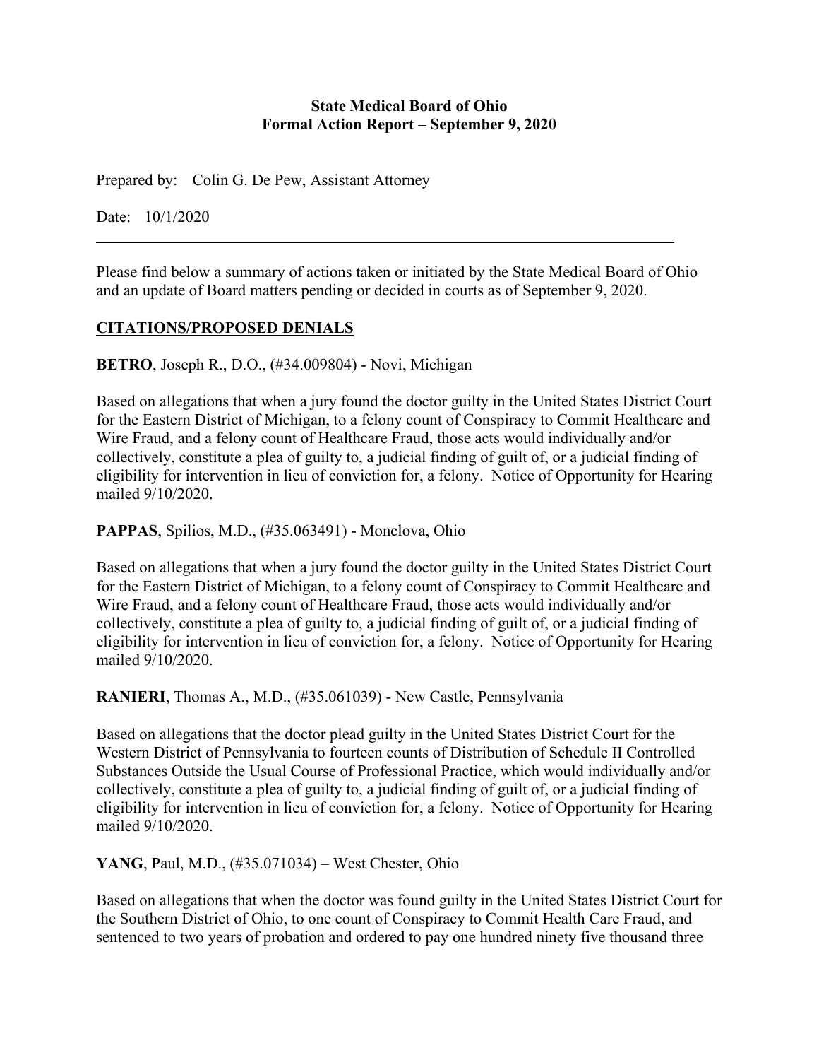**State Medical Board of Ohio**
**Formal Action Report – September 9, 2020**

Prepared by: Colin G. De Pew, Assistant Attorney

Date: 10/1/2020

---

Please find below a summary of actions taken or initiated by the State Medical Board of Ohio and an update of Board matters pending or decided in courts as of September 9, 2020.

## CITATIONS/PROPOSED DENIALS

**BETRO**, Joseph R., D.O., (#34.009804) - Novi, Michigan

Based on allegations that when a jury found the doctor guilty in the United States District Court for the Eastern District of Michigan, to a felony count of Conspiracy to Commit Healthcare and Wire Fraud, and a felony count of Healthcare Fraud, those acts would individually and/or collectively, constitute a plea of guilty to, a judicial finding of guilt of, or a judicial finding of eligibility for intervention in lieu of conviction for, a felony. Notice of Opportunity for Hearing mailed 9/10/2020.

**PAPPAS**, Spilios, M.D., (#35.063491) - Monclova, Ohio

Based on allegations that when a jury found the doctor guilty in the United States District Court for the Eastern District of Michigan, to a felony count of Conspiracy to Commit Healthcare and Wire Fraud, and a felony count of Healthcare Fraud, those acts would individually and/or collectively, constitute a plea of guilty to, a judicial finding of guilt of, or a judicial finding of eligibility for intervention in lieu of conviction for, a felony. Notice of Opportunity for Hearing mailed 9/10/2020.

**RANIERI**, Thomas A., M.D., (#35.061039) - New Castle, Pennsylvania

Based on allegations that the doctor plead guilty in the United States District Court for the Western District of Pennsylvania to fourteen counts of Distribution of Schedule II Controlled Substances Outside the Usual Course of Professional Practice, which would individually and/or collectively, constitute a plea of guilty to, a judicial finding of guilt of, or a judicial finding of eligibility for intervention in lieu of conviction for, a felony. Notice of Opportunity for Hearing mailed 9/10/2020.

**YANG**, Paul, M.D., (#35.071034) – West Chester, Ohio

Based on allegations that when the doctor was found guilty in the United States District Court for the Southern District of Ohio, to one count of Conspiracy to Commit Health Care Fraud, and sentenced to two years of probation and ordered to pay one hundred ninety five thousand three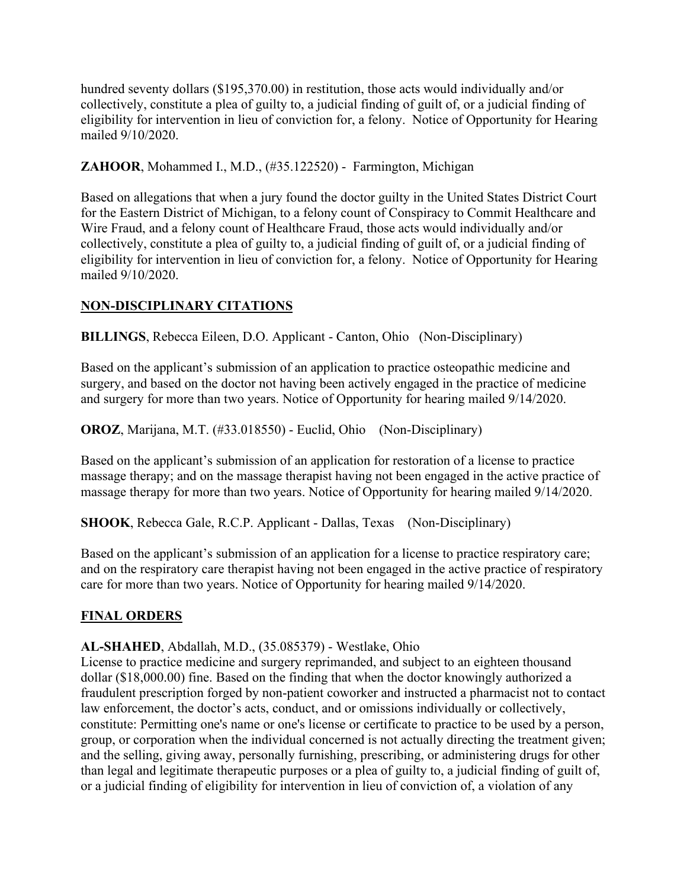hundred seventy dollars ($195,370.00) in restitution, those acts would individually and/or collectively, constitute a plea of guilty to, a judicial finding of guilt of, or a judicial finding of eligibility for intervention in lieu of conviction for, a felony. Notice of Opportunity for Hearing mailed 9/10/2020.

**ZAHOOR**, Mohammed I., M.D., (#35.122520) - Farmington, Michigan

Based on allegations that when a jury found the doctor guilty in the United States District Court for the Eastern District of Michigan, to a felony count of Conspiracy to Commit Healthcare and Wire Fraud, and a felony count of Healthcare Fraud, those acts would individually and/or collectively, constitute a plea of guilty to, a judicial finding of guilt of, or a judicial finding of eligibility for intervention in lieu of conviction for, a felony. Notice of Opportunity for Hearing mailed 9/10/2020.

## NON-DISCIPLINARY CITATIONS

**BILLINGS**, Rebecca Eileen, D.O. Applicant - Canton, Ohio (Non-Disciplinary)

Based on the applicant's submission of an application to practice osteopathic medicine and surgery, and based on the doctor not having been actively engaged in the practice of medicine and surgery for more than two years. Notice of Opportunity for hearing mailed 9/14/2020.

**OROZ**, Marijana, M.T. (#33.018550) - Euclid, Ohio (Non-Disciplinary)

Based on the applicant's submission of an application for restoration of a license to practice massage therapy; and on the massage therapist having not been engaged in the active practice of massage therapy for more than two years. Notice of Opportunity for hearing mailed 9/14/2020.

**SHOOK**, Rebecca Gale, R.C.P. Applicant - Dallas, Texas (Non-Disciplinary)

Based on the applicant's submission of an application for a license to practice respiratory care; and on the respiratory care therapist having not been engaged in the active practice of respiratory care for more than two years. Notice of Opportunity for hearing mailed 9/14/2020.

## FINAL ORDERS

**AL-SHAHED**, Abdallah, M.D., (35.085379) - Westlake, Ohio
License to practice medicine and surgery reprimanded, and subject to an eighteen thousand dollar ($18,000.00) fine. Based on the finding that when the doctor knowingly authorized a fraudulent prescription forged by non-patient coworker and instructed a pharmacist not to contact law enforcement, the doctor's acts, conduct, and or omissions individually or collectively, constitute: Permitting one's name or one's license or certificate to practice to be used by a person, group, or corporation when the individual concerned is not actually directing the treatment given; and the selling, giving away, personally furnishing, prescribing, or administering drugs for other than legal and legitimate therapeutic purposes or a plea of guilty to, a judicial finding of guilt of, or a judicial finding of eligibility for intervention in lieu of conviction of, a violation of any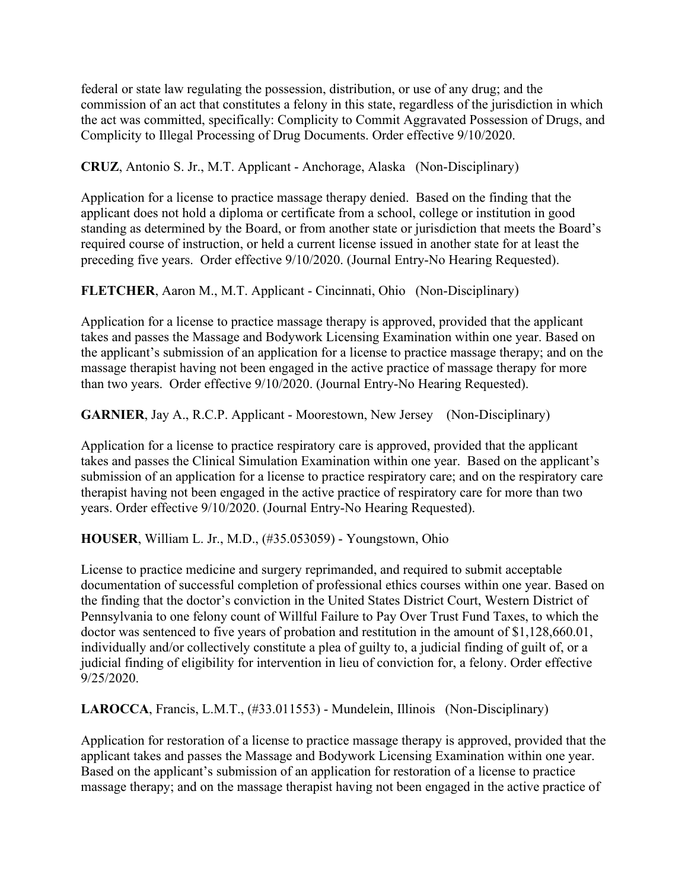federal or state law regulating the possession, distribution, or use of any drug; and the commission of an act that constitutes a felony in this state, regardless of the jurisdiction in which the act was committed, specifically: Complicity to Commit Aggravated Possession of Drugs, and Complicity to Illegal Processing of Drug Documents. Order effective 9/10/2020.

**CRUZ**, Antonio S. Jr., M.T. Applicant - Anchorage, Alaska (Non-Disciplinary)

Application for a license to practice massage therapy denied. Based on the finding that the applicant does not hold a diploma or certificate from a school, college or institution in good standing as determined by the Board, or from another state or jurisdiction that meets the Board's required course of instruction, or held a current license issued in another state for at least the preceding five years. Order effective 9/10/2020. (Journal Entry-No Hearing Requested).

**FLETCHER**, Aaron M., M.T. Applicant - Cincinnati, Ohio (Non-Disciplinary)

Application for a license to practice massage therapy is approved, provided that the applicant takes and passes the Massage and Bodywork Licensing Examination within one year. Based on the applicant's submission of an application for a license to practice massage therapy; and on the massage therapist having not been engaged in the active practice of massage therapy for more than two years. Order effective 9/10/2020. (Journal Entry-No Hearing Requested).

**GARNIER**, Jay A., R.C.P. Applicant - Moorestown, New Jersey (Non-Disciplinary)

Application for a license to practice respiratory care is approved, provided that the applicant takes and passes the Clinical Simulation Examination within one year. Based on the applicant's submission of an application for a license to practice respiratory care; and on the respiratory care therapist having not been engaged in the active practice of respiratory care for more than two years. Order effective 9/10/2020. (Journal Entry-No Hearing Requested).

**HOUSER**, William L. Jr., M.D., (#35.053059) - Youngstown, Ohio

License to practice medicine and surgery reprimanded, and required to submit acceptable documentation of successful completion of professional ethics courses within one year. Based on the finding that the doctor's conviction in the United States District Court, Western District of Pennsylvania to one felony count of Willful Failure to Pay Over Trust Fund Taxes, to which the doctor was sentenced to five years of probation and restitution in the amount of $1,128,660.01, individually and/or collectively constitute a plea of guilty to, a judicial finding of guilt of, or a judicial finding of eligibility for intervention in lieu of conviction for, a felony. Order effective 9/25/2020.

**LAROCCA**, Francis, L.M.T., (#33.011553) - Mundelein, Illinois (Non-Disciplinary)

Application for restoration of a license to practice massage therapy is approved, provided that the applicant takes and passes the Massage and Bodywork Licensing Examination within one year. Based on the applicant's submission of an application for restoration of a license to practice massage therapy; and on the massage therapist having not been engaged in the active practice of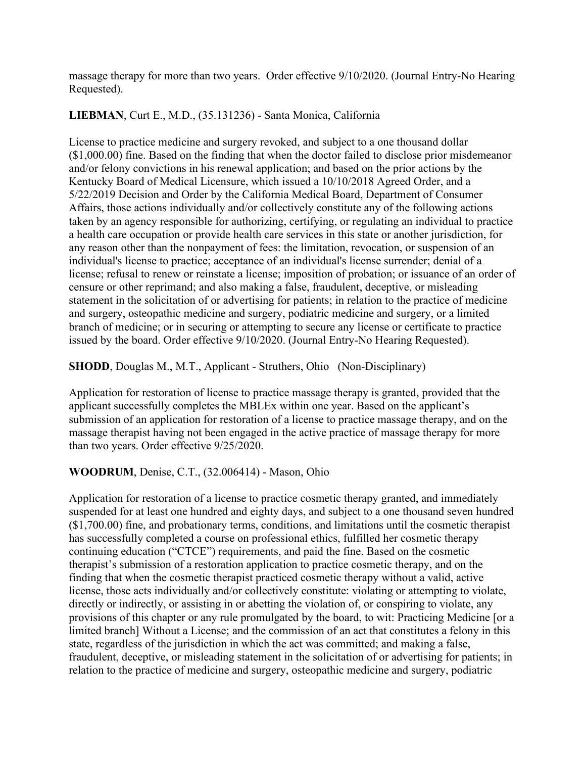massage therapy for more than two years. Order effective 9/10/2020. (Journal Entry-No Hearing Requested).

**LIEBMAN**, Curt E., M.D., (35.131236) - Santa Monica, California

License to practice medicine and surgery revoked, and subject to a one thousand dollar ($1,000.00) fine. Based on the finding that when the doctor failed to disclose prior misdemeanor and/or felony convictions in his renewal application; and based on the prior actions by the Kentucky Board of Medical Licensure, which issued a 10/10/2018 Agreed Order, and a 5/22/2019 Decision and Order by the California Medical Board, Department of Consumer Affairs, those actions individually and/or collectively constitute any of the following actions taken by an agency responsible for authorizing, certifying, or regulating an individual to practice a health care occupation or provide health care services in this state or another jurisdiction, for any reason other than the nonpayment of fees: the limitation, revocation, or suspension of an individual's license to practice; acceptance of an individual's license surrender; denial of a license; refusal to renew or reinstate a license; imposition of probation; or issuance of an order of censure or other reprimand; and also making a false, fraudulent, deceptive, or misleading statement in the solicitation of or advertising for patients; in relation to the practice of medicine and surgery, osteopathic medicine and surgery, podiatric medicine and surgery, or a limited branch of medicine; or in securing or attempting to secure any license or certificate to practice issued by the board. Order effective 9/10/2020. (Journal Entry-No Hearing Requested).

**SHODD**, Douglas M., M.T., Applicant - Struthers, Ohio (Non-Disciplinary)

Application for restoration of license to practice massage therapy is granted, provided that the applicant successfully completes the MBLEx within one year. Based on the applicant's submission of an application for restoration of a license to practice massage therapy, and on the massage therapist having not been engaged in the active practice of massage therapy for more than two years. Order effective 9/25/2020.

**WOODRUM**, Denise, C.T., (32.006414) - Mason, Ohio

Application for restoration of a license to practice cosmetic therapy granted, and immediately suspended for at least one hundred and eighty days, and subject to a one thousand seven hundred ($1,700.00) fine, and probationary terms, conditions, and limitations until the cosmetic therapist has successfully completed a course on professional ethics, fulfilled her cosmetic therapy continuing education ("CTCE") requirements, and paid the fine. Based on the cosmetic therapist's submission of a restoration application to practice cosmetic therapy, and on the finding that when the cosmetic therapist practiced cosmetic therapy without a valid, active license, those acts individually and/or collectively constitute: violating or attempting to violate, directly or indirectly, or assisting in or abetting the violation of, or conspiring to violate, any provisions of this chapter or any rule promulgated by the board, to wit: Practicing Medicine [or a limited branch] Without a License; and the commission of an act that constitutes a felony in this state, regardless of the jurisdiction in which the act was committed; and making a false, fraudulent, deceptive, or misleading statement in the solicitation of or advertising for patients; in relation to the practice of medicine and surgery, osteopathic medicine and surgery, podiatric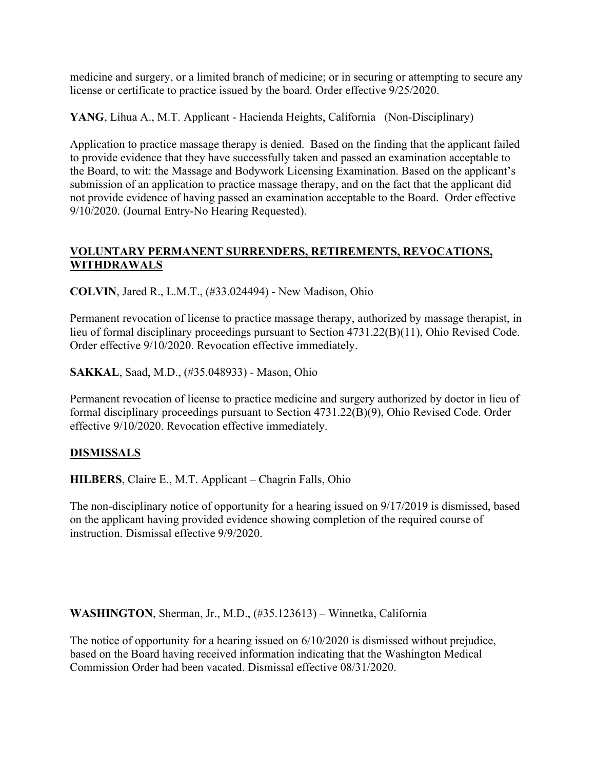medicine and surgery, or a limited branch of medicine; or in securing or attempting to secure any license or certificate to practice issued by the board. Order effective 9/25/2020.

**YANG**, Lihua A., M.T. Applicant - Hacienda Heights, California (Non-Disciplinary)

Application to practice massage therapy is denied. Based on the finding that the applicant failed to provide evidence that they have successfully taken and passed an examination acceptable to the Board, to wit: the Massage and Bodywork Licensing Examination. Based on the applicant's submission of an application to practice massage therapy, and on the fact that the applicant did not provide evidence of having passed an examination acceptable to the Board. Order effective 9/10/2020. (Journal Entry-No Hearing Requested).

## VOLUNTARY PERMANENT SURRENDERS, RETIREMENTS, REVOCATIONS, WITHDRAWALS

**COLVIN**, Jared R., L.M.T., (#33.024494) - New Madison, Ohio

Permanent revocation of license to practice massage therapy, authorized by massage therapist, in lieu of formal disciplinary proceedings pursuant to Section 4731.22(B)(11), Ohio Revised Code. Order effective 9/10/2020. Revocation effective immediately.

**SAKKAL**, Saad, M.D., (#35.048933) - Mason, Ohio

Permanent revocation of license to practice medicine and surgery authorized by doctor in lieu of formal disciplinary proceedings pursuant to Section 4731.22(B)(9), Ohio Revised Code. Order effective 9/10/2020. Revocation effective immediately.

## DISMISSALS

**HILBERS**, Claire E., M.T. Applicant – Chagrin Falls, Ohio

The non-disciplinary notice of opportunity for a hearing issued on 9/17/2019 is dismissed, based on the applicant having provided evidence showing completion of the required course of instruction. Dismissal effective 9/9/2020.

**WASHINGTON**, Sherman, Jr., M.D., (#35.123613) – Winnetka, California

The notice of opportunity for a hearing issued on 6/10/2020 is dismissed without prejudice, based on the Board having received information indicating that the Washington Medical Commission Order had been vacated. Dismissal effective 08/31/2020.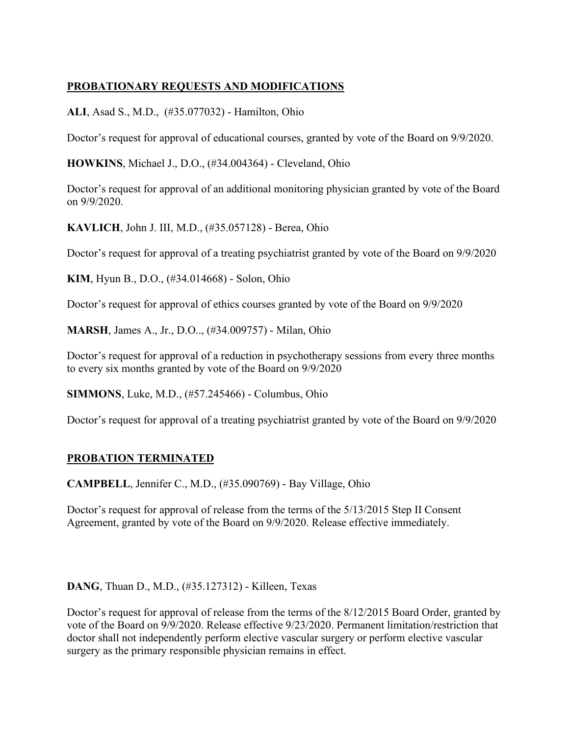## PROBATIONARY REQUESTS AND MODIFICATIONS

**ALI**, Asad S., M.D., (#35.077032) - Hamilton, Ohio

Doctor's request for approval of educational courses, granted by vote of the Board on 9/9/2020.

**HOWKINS**, Michael J., D.O., (#34.004364) - Cleveland, Ohio

Doctor's request for approval of an additional monitoring physician granted by vote of the Board on 9/9/2020.

**KAVLICH**, John J. III, M.D., (#35.057128) - Berea, Ohio

Doctor's request for approval of a treating psychiatrist granted by vote of the Board on 9/9/2020

**KIM**, Hyun B., D.O., (#34.014668) - Solon, Ohio

Doctor's request for approval of ethics courses granted by vote of the Board on 9/9/2020

**MARSH**, James A., Jr., D.O.., (#34.009757) - Milan, Ohio

Doctor's request for approval of a reduction in psychotherapy sessions from every three months to every six months granted by vote of the Board on 9/9/2020

**SIMMONS**, Luke, M.D., (#57.245466) - Columbus, Ohio

Doctor's request for approval of a treating psychiatrist granted by vote of the Board on 9/9/2020

## PROBATION TERMINATED

**CAMPBELL**, Jennifer C., M.D., (#35.090769) - Bay Village, Ohio

Doctor's request for approval of release from the terms of the 5/13/2015 Step II Consent Agreement, granted by vote of the Board on 9/9/2020. Release effective immediately.

**DANG**, Thuan D., M.D., (#35.127312) - Killeen, Texas

Doctor's request for approval of release from the terms of the 8/12/2015 Board Order, granted by vote of the Board on 9/9/2020. Release effective 9/23/2020. Permanent limitation/restriction that doctor shall not independently perform elective vascular surgery or perform elective vascular surgery as the primary responsible physician remains in effect.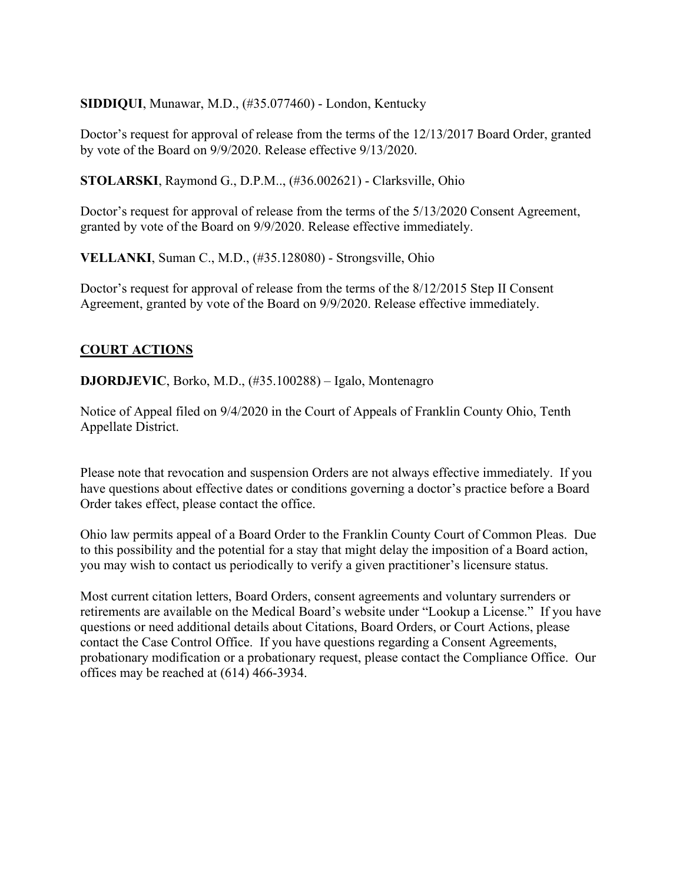**SIDDIQUI**, Munawar, M.D., (#35.077460) - London, Kentucky

Doctor's request for approval of release from the terms of the 12/13/2017 Board Order, granted by vote of the Board on 9/9/2020. Release effective 9/13/2020.

**STOLARSKI**, Raymond G., D.P.M.., (#36.002621) - Clarksville, Ohio

Doctor's request for approval of release from the terms of the 5/13/2020 Consent Agreement, granted by vote of the Board on 9/9/2020. Release effective immediately.

**VELLANKI**, Suman C., M.D., (#35.128080) - Strongsville, Ohio

Doctor's request for approval of release from the terms of the 8/12/2015 Step II Consent Agreement, granted by vote of the Board on 9/9/2020. Release effective immediately.

## COURT ACTIONS

**DJORDJEVIC**, Borko, M.D., (#35.100288) – Igalo, Montenagro

Notice of Appeal filed on 9/4/2020 in the Court of Appeals of Franklin County Ohio, Tenth Appellate District.

Please note that revocation and suspension Orders are not always effective immediately. If you have questions about effective dates or conditions governing a doctor's practice before a Board Order takes effect, please contact the office.

Ohio law permits appeal of a Board Order to the Franklin County Court of Common Pleas. Due to this possibility and the potential for a stay that might delay the imposition of a Board action, you may wish to contact us periodically to verify a given practitioner's licensure status.

Most current citation letters, Board Orders, consent agreements and voluntary surrenders or retirements are available on the Medical Board's website under "Lookup a License." If you have questions or need additional details about Citations, Board Orders, or Court Actions, please contact the Case Control Office. If you have questions regarding a Consent Agreements, probationary modification or a probationary request, please contact the Compliance Office. Our offices may be reached at (614) 466-3934.